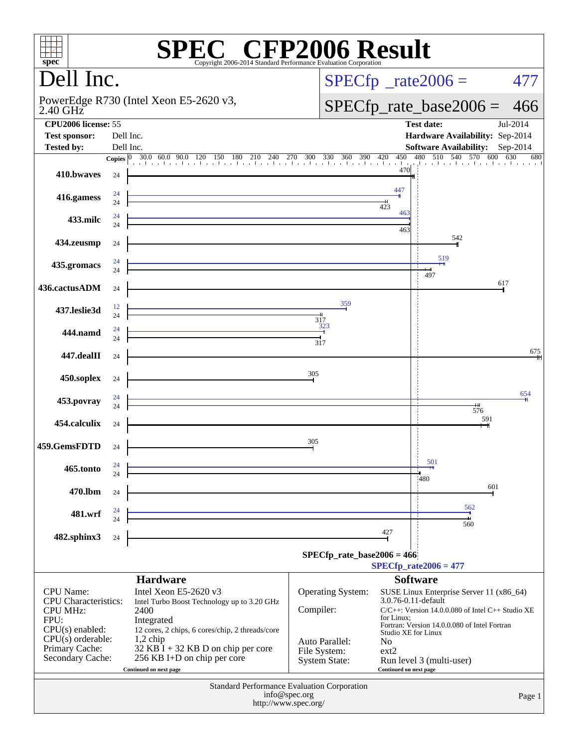# SPEC CFP2006 Result

Copyright 2006-2014 Standard Performance Evaluation Corporation

## Dell Inc.

PowerEdge R730 (Intel Xeon E5-2620 v3, 2.40 GHz)

SPECfp_rate2006 = 477

SPECfp_rate_base2006 = 466

| | | | |
|---|---|---|---|
| **CPU2006 license:** | 55 | **Test date:** | Jul-2014 |
| **Test sponsor:** | Dell Inc. | **Hardware Availability:** | Sep-2014 |
| **Tested by:** | Dell Inc. | **Software Availability:** | Sep-2014 |

| Benchmark | Copies (peak) | Copies (base) | Peak | Base |
|---|---|---|---|---|
| 410.bwaves | | 24 | | 470 |
| 416.gamess | 24 | 24 | 447 | 423 |
| 433.milc | 24 | 24 | 463 | 463 |
| 434.zeusmp | | 24 | | 542 |
| 435.gromacs | 24 | 24 | 519 | 497 |
| 436.cactusADM | | 24 | | 617 |
| 437.leslie3d | 12 | 24 | 359 | 317 |
| 444.namd | 24 | 24 | 323 | 317 |
| 447.dealII | | 24 | | 675 |
| 450.soplex | | 24 | | 305 |
| 453.povray | 24 | 24 | 654 | 576 |
| 454.calculix | | 24 | | 591 |
| 459.GemsFDTD | | 24 | | 305 |
| 465.tonto | 24 | 24 | 501 | 480 |
| 470.lbm | | 24 | | 601 |
| 481.wrf | 24 | 24 | 562 | 560 |
| 482.sphinx3 | | 24 | | 427 |

SPECfp_rate_base2006 = 466

SPECfp_rate2006 = 477

### Hardware

| | |
|---|---|
| CPU Name: | Intel Xeon E5-2620 v3 |
| CPU Characteristics: | Intel Turbo Boost Technology up to 3.20 GHz |
| CPU MHz: | 2400 |
| FPU: | Integrated |
| CPU(s) enabled: | 12 cores, 2 chips, 6 cores/chip, 2 threads/core |
| CPU(s) orderable: | 1,2 chip |
| Primary Cache: | 32 KB I + 32 KB D on chip per core |
| Secondary Cache: | 256 KB I+D on chip per core |

Continued on next page

### Software

| | |
|---|---|
| Operating System: | SUSE Linux Enterprise Server 11 (x86_64) 3.0.76-0.11-default |
| Compiler: | C/C++: Version 14.0.0.080 of Intel C++ Studio XE for Linux; Fortran: Version 14.0.0.080 of Intel Fortran Studio XE for Linux |
| Auto Parallel: | No |
| File System: | ext2 |
| System State: | Run level 3 (multi-user) |

Continued on next page

Standard Performance Evaluation Corporation
info@spec.org
http://www.spec.org/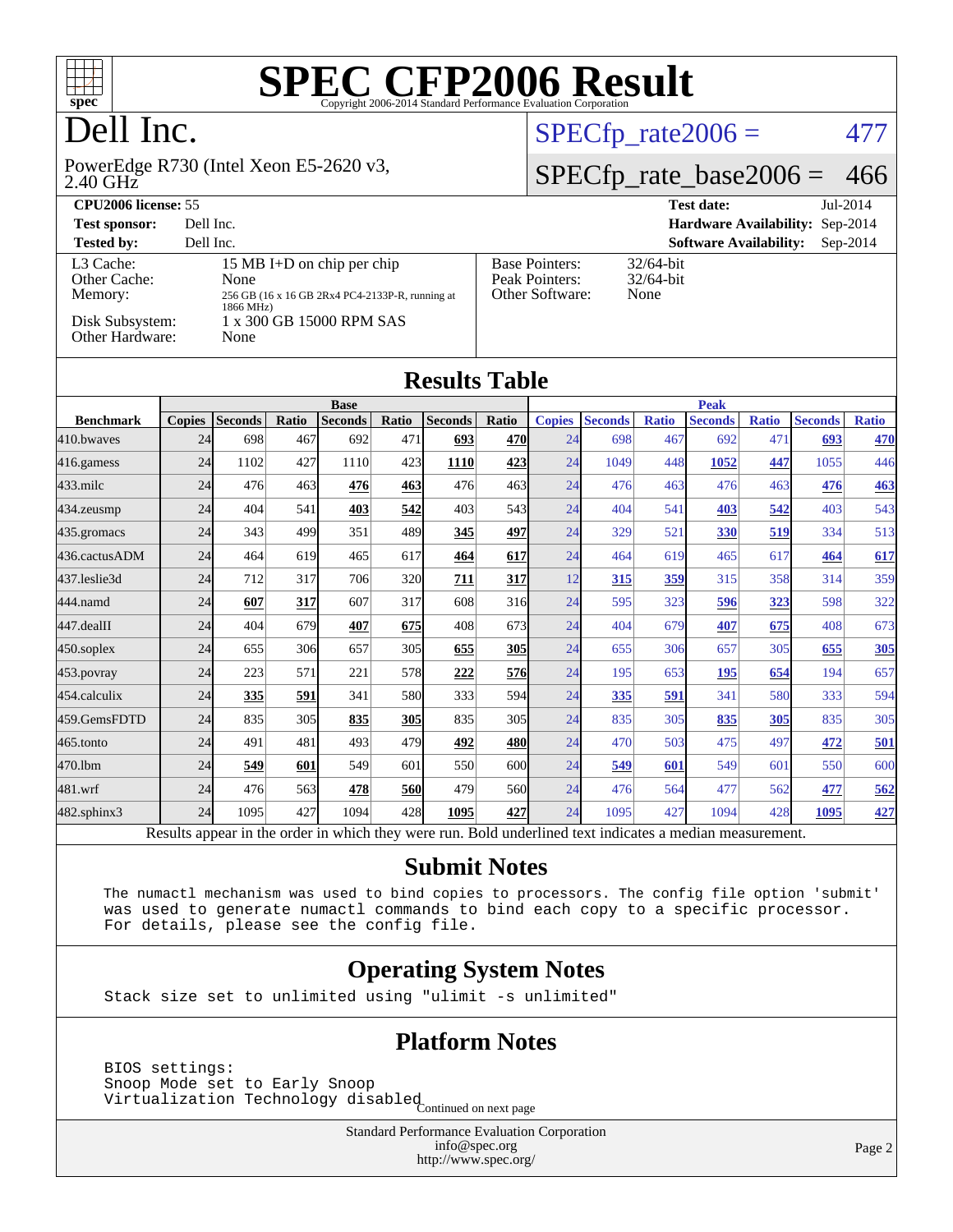# SPEC CFP2006 Result

Copyright 2006-2014 Standard Performance Evaluation Corporation

# Dell Inc.

PowerEdge R730 (Intel Xeon E5-2620 v3, 2.40 GHz

SPECfp_rate2006 = 477

SPECfp_rate_base2006 = 466

**CPU2006 license:** 55 | **Test date:** Jul-2014

**Test sponsor:** Dell Inc. | **Hardware Availability:** Sep-2014

**Tested by:** Dell Inc. | **Software Availability:** Sep-2014

| | | | |
|---|---|---|---|
| L3 Cache: | 15 MB I+D on chip per chip | Base Pointers: | 32/64-bit |
| Other Cache: | None | Peak Pointers: | 32/64-bit |
| Memory: | 256 GB (16 x 16 GB 2Rx4 PC4-2133P-R, running at 1866 MHz) | Other Software: | None |
| Disk Subsystem: | 1 x 300 GB 15000 RPM SAS | | |
| Other Hardware: | None | | |

## Results Table

| | Base | | | | | | | Peak | | | | | | |
|---|---|---|---|---|---|---|---|---|---|---|---|---|---|---|
| **Benchmark** | **Copies** | **Seconds** | **Ratio** | **Seconds** | **Ratio** | **Seconds** | **Ratio** | **Copies** | **Seconds** | **Ratio** | **Seconds** | **Ratio** | **Seconds** | **Ratio** |
| 410.bwaves | 24 | 698 | 467 | 692 | 471 | **693** | **470** | 24 | 698 | 467 | 692 | 471 | **693** | **470** |
| 416.gamess | 24 | 1102 | 427 | 1110 | 423 | **1110** | **423** | 24 | 1049 | 448 | **1052** | **447** | 1055 | 446 |
| 433.milc | 24 | 476 | 463 | **476** | **463** | 476 | 463 | 24 | 476 | 463 | 476 | 463 | **476** | **463** |
| 434.zeusmp | 24 | 404 | 541 | **403** | **542** | 403 | 543 | 24 | 404 | 541 | **403** | **542** | 403 | 543 |
| 435.gromacs | 24 | 343 | 499 | 351 | 489 | **345** | **497** | 24 | 329 | 521 | **330** | **519** | 334 | 513 |
| 436.cactusADM | 24 | 464 | 619 | 465 | 617 | **464** | **617** | 24 | 464 | 619 | 465 | 617 | **464** | **617** |
| 437.leslie3d | 24 | 712 | 317 | 706 | 320 | **711** | **317** | 12 | **315** | **359** | 315 | 358 | 314 | 359 |
| 444.namd | 24 | **607** | **317** | 607 | 317 | 608 | 316 | 24 | 595 | 323 | **596** | **323** | 598 | 322 |
| 447.dealII | 24 | 404 | 679 | **407** | **675** | 408 | 673 | 24 | 404 | 679 | **407** | **675** | 408 | 673 |
| 450.soplex | 24 | 655 | 306 | 657 | 305 | **655** | **305** | 24 | 655 | 306 | 657 | 305 | **655** | **305** |
| 453.povray | 24 | 223 | 571 | 221 | 578 | **222** | **576** | 24 | 195 | 653 | **195** | **654** | 194 | 657 |
| 454.calculix | 24 | **335** | **591** | 341 | 580 | 333 | 594 | 24 | **335** | **591** | 341 | 580 | 333 | 594 |
| 459.GemsFDTD | 24 | 835 | 305 | **835** | **305** | 835 | 305 | 24 | 835 | 305 | **835** | **305** | 835 | 305 |
| 465.tonto | 24 | 491 | 481 | 493 | 479 | **492** | **480** | 24 | 470 | 503 | 475 | 497 | **472** | **501** |
| 470.lbm | 24 | **549** | **601** | 549 | 601 | 550 | 600 | 24 | **549** | **601** | 549 | 601 | 550 | 600 |
| 481.wrf | 24 | 476 | 563 | **478** | **560** | 479 | 560 | 24 | 476 | 564 | 477 | 562 | **477** | **562** |
| 482.sphinx3 | 24 | 1095 | 427 | 1094 | 428 | **1095** | **427** | 24 | 1095 | 427 | 1094 | 428 | **1095** | **427** |

Results appear in the order in which they were run. Bold underlined text indicates a median measurement.

## Submit Notes

The numactl mechanism was used to bind copies to processors. The config file option 'submit' was used to generate numactl commands to bind each copy to a specific processor. For details, please see the config file.

## Operating System Notes

Stack size set to unlimited using "ulimit -s unlimited"

## Platform Notes

BIOS settings:
Snoop Mode set to Early Snoop
Virtualization Technology disabled

Continued on next page

Standard Performance Evaluation Corporation
info@spec.org
http://www.spec.org/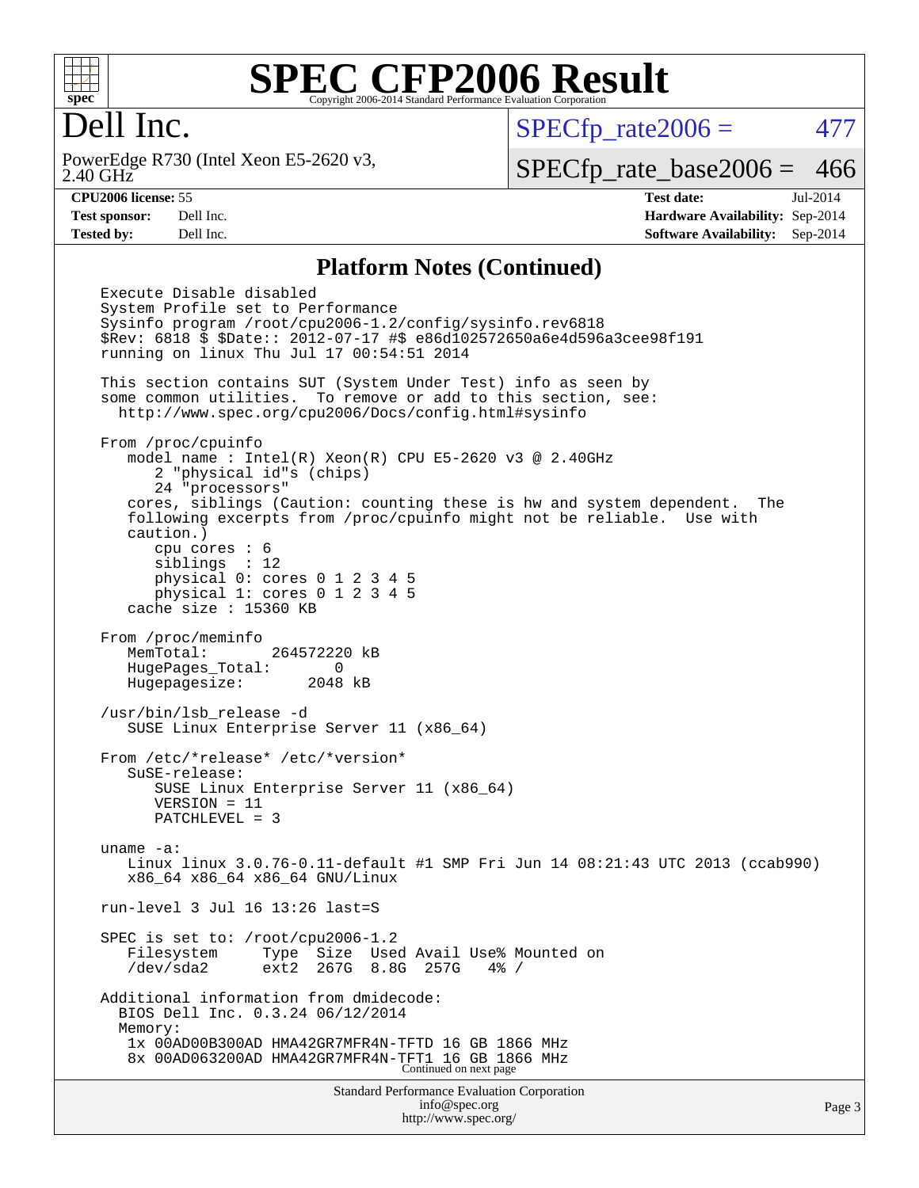# SPEC CFP2006 Result

Copyright 2006-2014 Standard Performance Evaluation Corporation

## Dell Inc.

PowerEdge R730 (Intel Xeon E5-2620 v3, 2.40 GHz)

SPECfp_rate2006 = 477

SPECfp_rate_base2006 = 466

| | | | |
|---|---|---|---|
| **CPU2006 license:** 55 | | **Test date:** | Jul-2014 |
| **Test sponsor:** | Dell Inc. | **Hardware Availability:** | Sep-2014 |
| **Tested by:** | Dell Inc. | **Software Availability:** | Sep-2014 |

### Platform Notes (Continued)

```
Execute Disable disabled
System Profile set to Performance
Sysinfo program /root/cpu2006-1.2/config/sysinfo.rev6818
$Rev: 6818 $ $Date:: 2012-07-17 #$ e86d102572650a6e4d596a3cee98f191
running on linux Thu Jul 17 00:54:51 2014

This section contains SUT (System Under Test) info as seen by
some common utilities.  To remove or add to this section, see:
  http://www.spec.org/cpu2006/Docs/config.html#sysinfo

From /proc/cpuinfo
   model name : Intel(R) Xeon(R) CPU E5-2620 v3 @ 2.40GHz
      2 "physical id"s (chips)
      24 "processors"
   cores, siblings (Caution: counting these is hw and system dependent.  The
   following excerpts from /proc/cpuinfo might not be reliable.  Use with
   caution.)
      cpu cores : 6
      siblings  : 12
      physical 0: cores 0 1 2 3 4 5
      physical 1: cores 0 1 2 3 4 5
   cache size : 15360 KB

From /proc/meminfo
   MemTotal:       264572220 kB
   HugePages_Total:       0
   Hugepagesize:       2048 kB

/usr/bin/lsb_release -d
   SUSE Linux Enterprise Server 11 (x86_64)

From /etc/*release* /etc/*version*
   SuSE-release:
      SUSE Linux Enterprise Server 11 (x86_64)
      VERSION = 11
      PATCHLEVEL = 3

uname -a:
   Linux linux 3.0.76-0.11-default #1 SMP Fri Jun 14 08:21:43 UTC 2013 (ccab990)
   x86_64 x86_64 x86_64 GNU/Linux

run-level 3 Jul 16 13:26 last=S

SPEC is set to: /root/cpu2006-1.2
   Filesystem     Type  Size  Used Avail Use% Mounted on
   /dev/sda2      ext2  267G  8.8G  257G   4% /

Additional information from dmidecode:
  BIOS Dell Inc. 0.3.24 06/12/2014
  Memory:
   1x 00AD00B300AD HMA42GR7MFR4N-TFTD 16 GB 1866 MHz
   8x 00AD063200AD HMA42GR7MFR4N-TFT1 16 GB 1866 MHz
```

Continued on next page

Standard Performance Evaluation Corporation
info@spec.org
http://www.spec.org/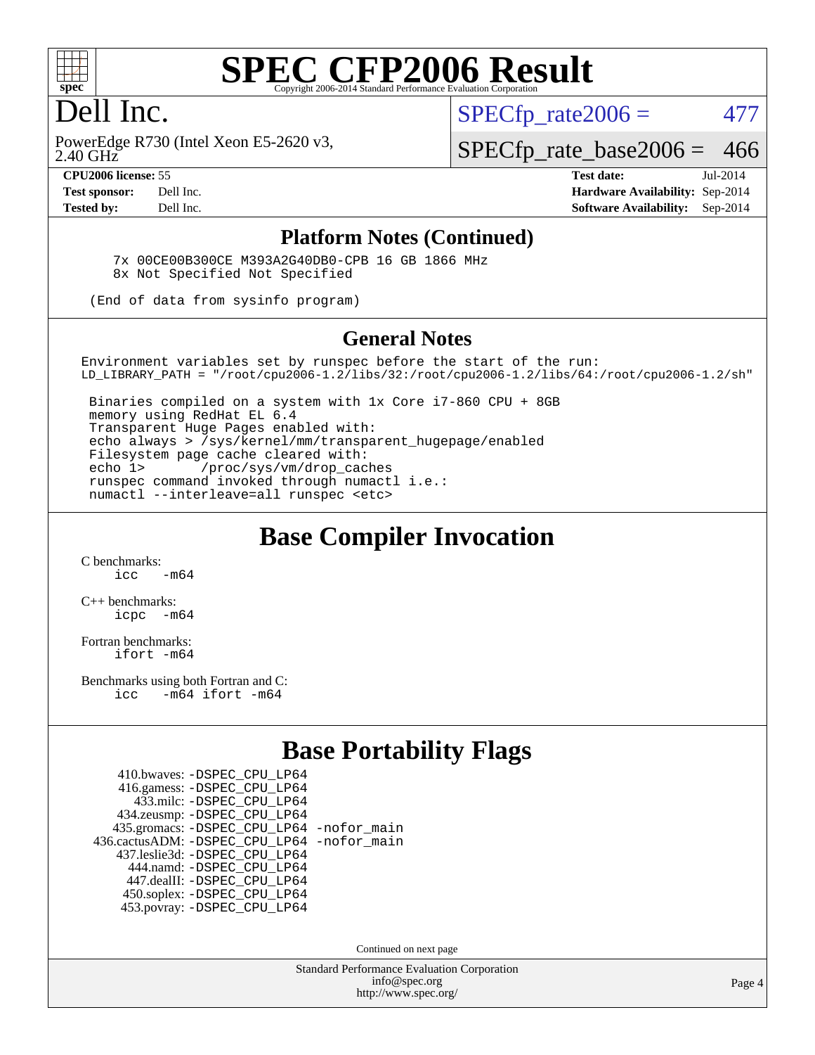# Dell Inc.

PowerEdge R730 (Intel Xeon E5-2620 v3, 2.40 GHz)

SPECfp_rate2006 = 477

SPECfp_rate_base2006 = 466

**CPU2006 license:** 55
**Test sponsor:** Dell Inc.
**Tested by:** Dell Inc.

**Test date:** Jul-2014
**Hardware Availability:** Sep-2014
**Software Availability:** Sep-2014

## Platform Notes (Continued)

```
    7x 00CE00B300CE M393A2G40DB0-CPB 16 GB 1866 MHz
    8x Not Specified Not Specified

 (End of data from sysinfo program)
```

## General Notes

```
Environment variables set by runspec before the start of the run:
LD_LIBRARY_PATH = "/root/cpu2006-1.2/libs/32:/root/cpu2006-1.2/libs/64:/root/cpu2006-1.2/sh"

 Binaries compiled on a system with 1x Core i7-860 CPU + 8GB
 memory using RedHat EL 6.4
 Transparent Huge Pages enabled with:
 echo always > /sys/kernel/mm/transparent_hugepage/enabled
 Filesystem page cache cleared with:
 echo 1>       /proc/sys/vm/drop_caches
 runspec command invoked through numactl i.e.:
 numactl --interleave=all runspec <etc>
```

## Base Compiler Invocation

C benchmarks:
```
icc   -m64
```

C++ benchmarks:
```
icpc  -m64
```

Fortran benchmarks:
```
ifort -m64
```

Benchmarks using both Fortran and C:
```
icc   -m64 ifort -m64
```

## Base Portability Flags

```
    410.bwaves: -DSPEC_CPU_LP64
    416.gamess: -DSPEC_CPU_LP64
      433.milc: -DSPEC_CPU_LP64
    434.zeusmp: -DSPEC_CPU_LP64
   435.gromacs: -DSPEC_CPU_LP64 -nofor_main
436.cactusADM: -DSPEC_CPU_LP64 -nofor_main
  437.leslie3d: -DSPEC_CPU_LP64
     444.namd: -DSPEC_CPU_LP64
   447.dealII: -DSPEC_CPU_LP64
   450.soplex: -DSPEC_CPU_LP64
   453.povray: -DSPEC_CPU_LP64
```

Continued on next page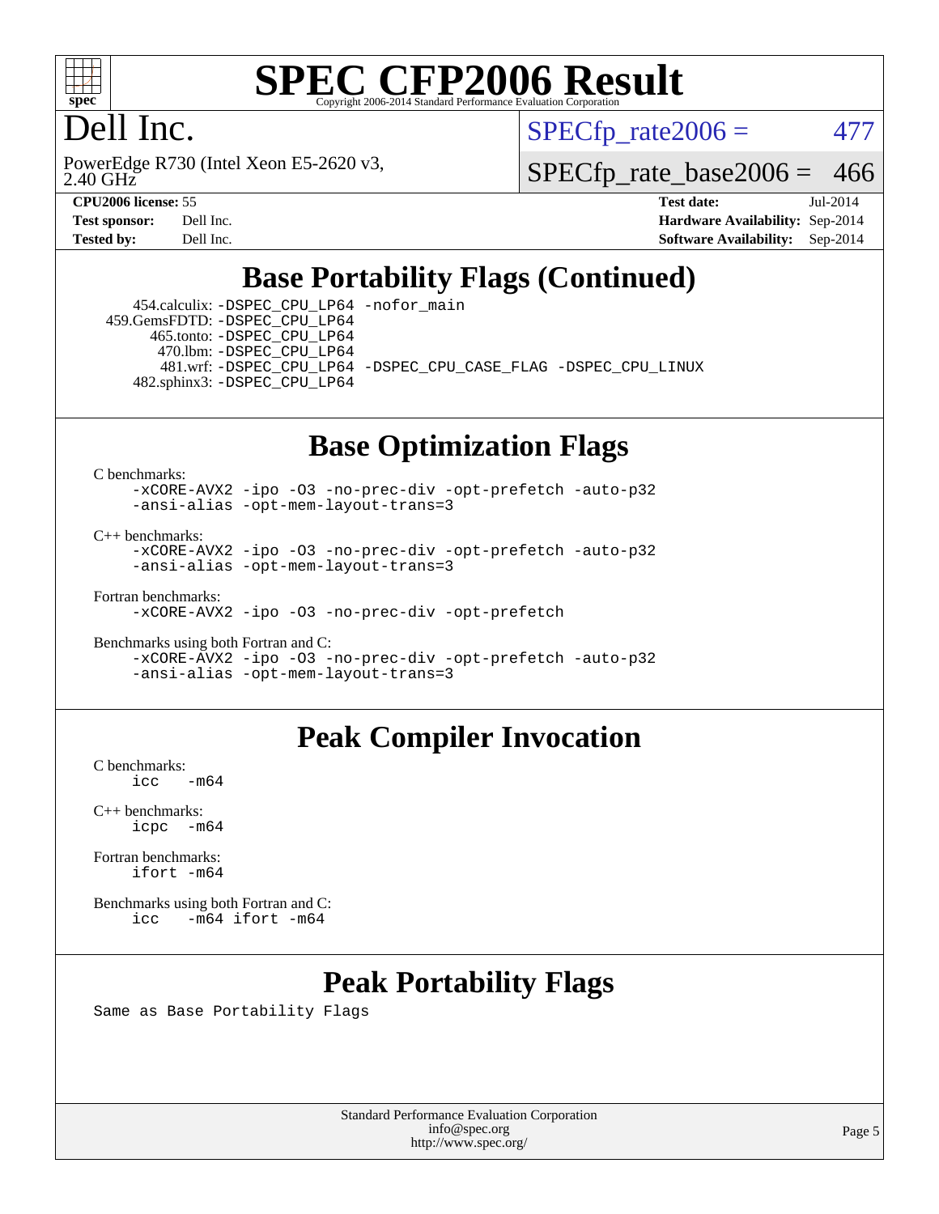# SPEC CFP2006 Result

Copyright 2006-2014 Standard Performance Evaluation Corporation

## Dell Inc.

PowerEdge R730 (Intel Xeon E5-2620 v3, 2.40 GHz)

SPECfp_rate2006 = 477

SPECfp_rate_base2006 = 466

**CPU2006 license:** 55
**Test sponsor:** Dell Inc.
**Tested by:** Dell Inc.

**Test date:** Jul-2014
**Hardware Availability:** Sep-2014
**Software Availability:** Sep-2014

## Base Portability Flags (Continued)

```
454.calculix: -DSPEC_CPU_LP64 -nofor_main
459.GemsFDTD: -DSPEC_CPU_LP64
  465.tonto: -DSPEC_CPU_LP64
    470.lbm: -DSPEC_CPU_LP64
    481.wrf: -DSPEC_CPU_LP64 -DSPEC_CPU_CASE_FLAG -DSPEC_CPU_LINUX
482.sphinx3: -DSPEC_CPU_LP64
```

## Base Optimization Flags

C benchmarks:

```
-xCORE-AVX2 -ipo -O3 -no-prec-div -opt-prefetch -auto-p32
-ansi-alias -opt-mem-layout-trans=3
```

C++ benchmarks:

```
-xCORE-AVX2 -ipo -O3 -no-prec-div -opt-prefetch -auto-p32
-ansi-alias -opt-mem-layout-trans=3
```

Fortran benchmarks:

```
-xCORE-AVX2 -ipo -O3 -no-prec-div -opt-prefetch
```

Benchmarks using both Fortran and C:

```
-xCORE-AVX2 -ipo -O3 -no-prec-div -opt-prefetch -auto-p32
-ansi-alias -opt-mem-layout-trans=3
```

## Peak Compiler Invocation

C benchmarks:

```
icc   -m64
```

C++ benchmarks:

```
icpc  -m64
```

Fortran benchmarks:

```
ifort -m64
```

Benchmarks using both Fortran and C:

```
icc   -m64 ifort -m64
```

## Peak Portability Flags

Same as Base Portability Flags

Standard Performance Evaluation Corporation
info@spec.org
http://www.spec.org/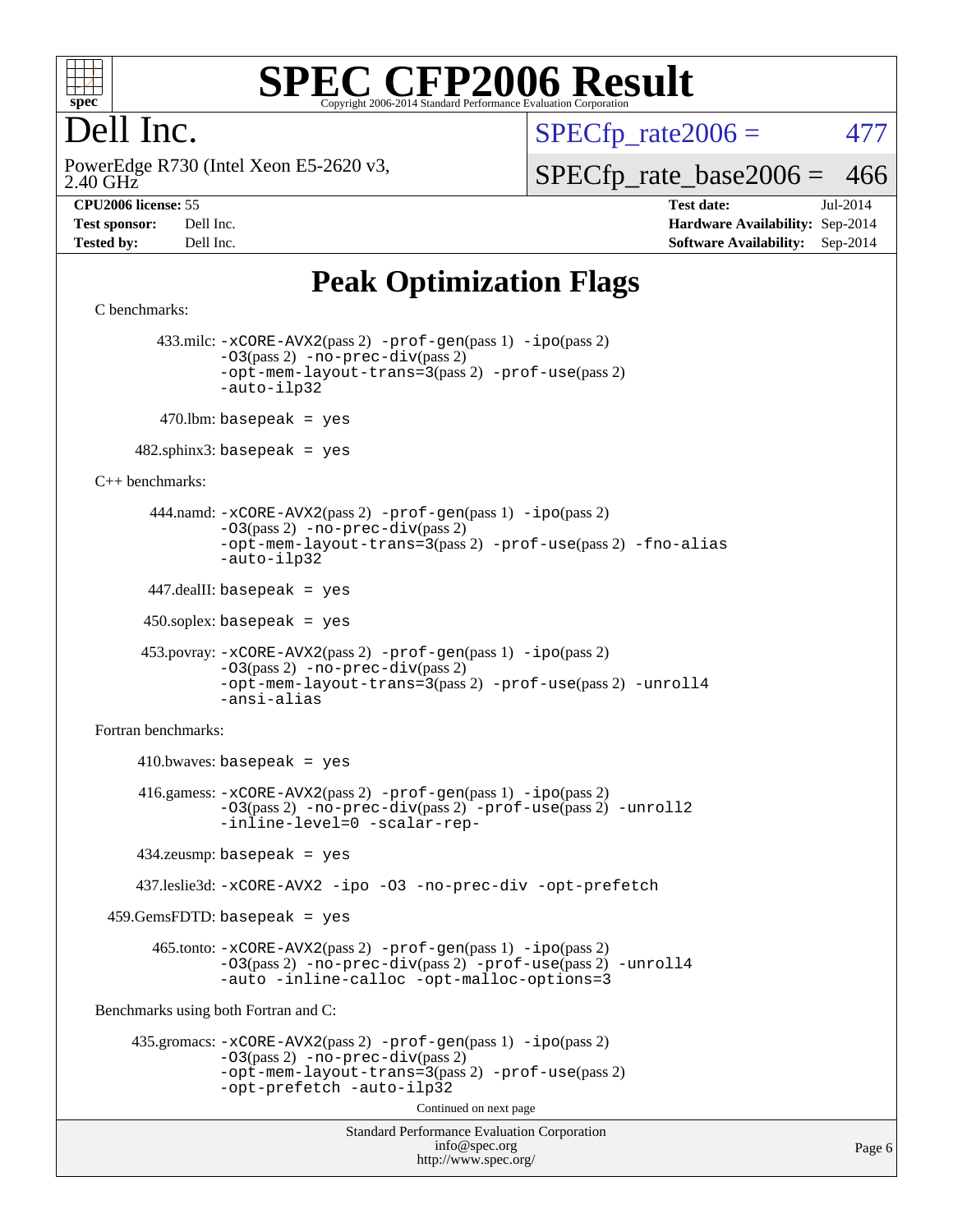# SPEC CFP2006 Result

Copyright 2006-2014 Standard Performance Evaluation Corporation

**Dell Inc.**

PowerEdge R730 (Intel Xeon E5-2620 v3, 2.40 GHz)

SPECfp_rate2006 = 477

SPECfp_rate_base2006 = 466

| | | | |
|---|---|---|---|
| **CPU2006 license:** | 55 | **Test date:** | Jul-2014 |
| **Test sponsor:** | Dell Inc. | **Hardware Availability:** | Sep-2014 |
| **Tested by:** | Dell Inc. | **Software Availability:** | Sep-2014 |

## Peak Optimization Flags

C benchmarks:

433.milc: `-xCORE-AVX2`(pass 2) `-prof-gen`(pass 1) `-ipo`(pass 2) `-O3`(pass 2) `-no-prec-div`(pass 2) `-opt-mem-layout-trans=3`(pass 2) `-prof-use`(pass 2) `-auto-ilp32`

470.lbm: `basepeak = yes`

482.sphinx3: `basepeak = yes`

C++ benchmarks:

444.namd: `-xCORE-AVX2`(pass 2) `-prof-gen`(pass 1) `-ipo`(pass 2) `-O3`(pass 2) `-no-prec-div`(pass 2) `-opt-mem-layout-trans=3`(pass 2) `-prof-use`(pass 2) `-fno-alias` `-auto-ilp32`

447.dealII: `basepeak = yes`

450.soplex: `basepeak = yes`

453.povray: `-xCORE-AVX2`(pass 2) `-prof-gen`(pass 1) `-ipo`(pass 2) `-O3`(pass 2) `-no-prec-div`(pass 2) `-opt-mem-layout-trans=3`(pass 2) `-prof-use`(pass 2) `-unroll4` `-ansi-alias`

Fortran benchmarks:

410.bwaves: `basepeak = yes`

416.gamess: `-xCORE-AVX2`(pass 2) `-prof-gen`(pass 1) `-ipo`(pass 2) `-O3`(pass 2) `-no-prec-div`(pass 2) `-prof-use`(pass 2) `-unroll2` `-inline-level=0` `-scalar-rep-`

434.zeusmp: `basepeak = yes`

437.leslie3d: `-xCORE-AVX2` `-ipo` `-O3` `-no-prec-div` `-opt-prefetch`

459.GemsFDTD: `basepeak = yes`

465.tonto: `-xCORE-AVX2`(pass 2) `-prof-gen`(pass 1) `-ipo`(pass 2) `-O3`(pass 2) `-no-prec-div`(pass 2) `-prof-use`(pass 2) `-unroll4` `-auto` `-inline-calloc` `-opt-malloc-options=3`

Benchmarks using both Fortran and C:

435.gromacs: `-xCORE-AVX2`(pass 2) `-prof-gen`(pass 1) `-ipo`(pass 2) `-O3`(pass 2) `-no-prec-div`(pass 2) `-opt-mem-layout-trans=3`(pass 2) `-prof-use`(pass 2) `-opt-prefetch` `-auto-ilp32`

Continued on next page

Standard Performance Evaluation Corporation
info@spec.org
http://www.spec.org/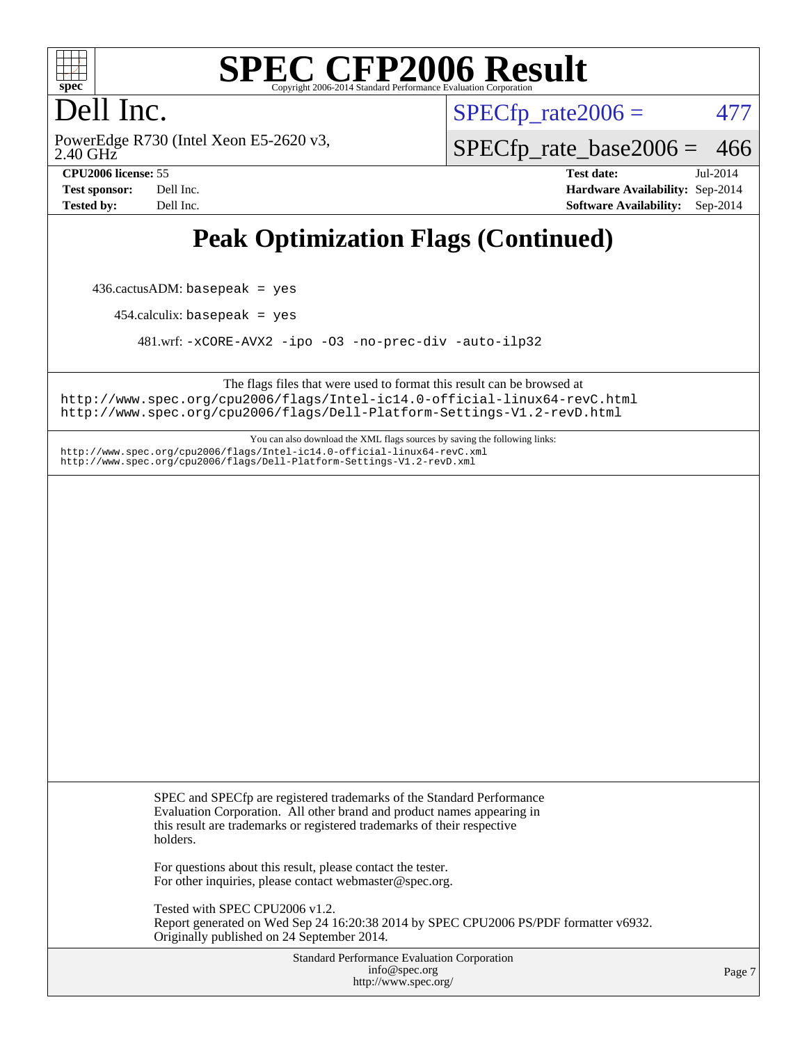# Peak Optimization Flags (Continued)

436.cactusADM: basepeak = yes

454.calculix: basepeak = yes

481.wrf: -xCORE-AVX2 -ipo -O3 -no-prec-div -auto-ilp32

The flags files that were used to format this result can be browsed at
http://www.spec.org/cpu2006/flags/Intel-ic14.0-official-linux64-revC.html
http://www.spec.org/cpu2006/flags/Dell-Platform-Settings-V1.2-revD.html

You can also download the XML flags sources by saving the following links:
http://www.spec.org/cpu2006/flags/Intel-ic14.0-official-linux64-revC.xml
http://www.spec.org/cpu2006/flags/Dell-Platform-Settings-V1.2-revD.xml

SPEC and SPECfp are registered trademarks of the Standard Performance Evaluation Corporation. All other brand and product names appearing in this result are trademarks or registered trademarks of their respective holders.

For questions about this result, please contact the tester.
For other inquiries, please contact webmaster@spec.org.

Tested with SPEC CPU2006 v1.2.
Report generated on Wed Sep 24 16:20:38 2014 by SPEC CPU2006 PS/PDF formatter v6932.
Originally published on 24 September 2014.